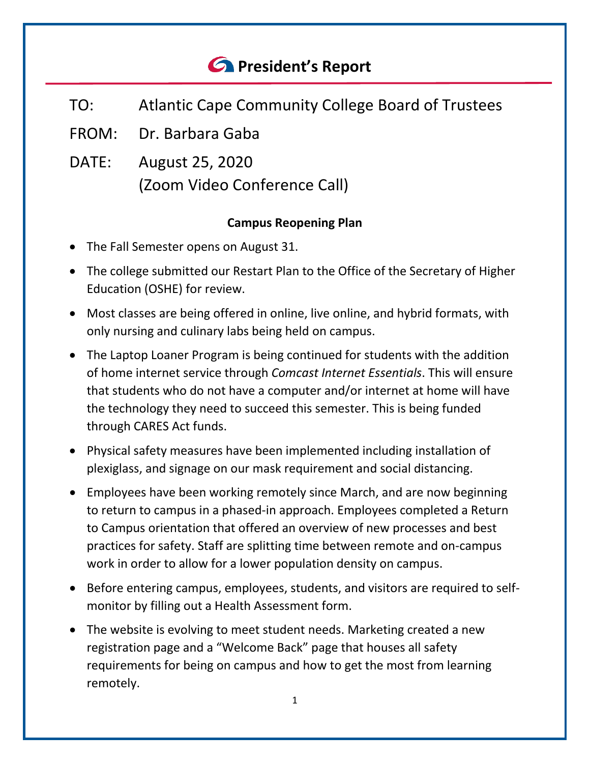# President's Report

TO: Atlantic Cape Community College Board of Trustees

FROM: Dr. Barbara Gaba

DATE: August 25, 2020
(Zoom Video Conference Call)

**Campus Reopening Plan**

- The Fall Semester opens on August 31.
- The college submitted our Restart Plan to the Office of the Secretary of Higher Education (OSHE) for review.
- Most classes are being offered in online, live online, and hybrid formats, with only nursing and culinary labs being held on campus.
- The Laptop Loaner Program is being continued for students with the addition of home internet service through *Comcast Internet Essentials*. This will ensure that students who do not have a computer and/or internet at home will have the technology they need to succeed this semester. This is being funded through CARES Act funds.
- Physical safety measures have been implemented including installation of plexiglass, and signage on our mask requirement and social distancing.
- Employees have been working remotely since March, and are now beginning to return to campus in a phased-in approach. Employees completed a Return to Campus orientation that offered an overview of new processes and best practices for safety. Staff are splitting time between remote and on-campus work in order to allow for a lower population density on campus.
- Before entering campus, employees, students, and visitors are required to self-monitor by filling out a Health Assessment form.
- The website is evolving to meet student needs. Marketing created a new registration page and a "Welcome Back" page that houses all safety requirements for being on campus and how to get the most from learning remotely.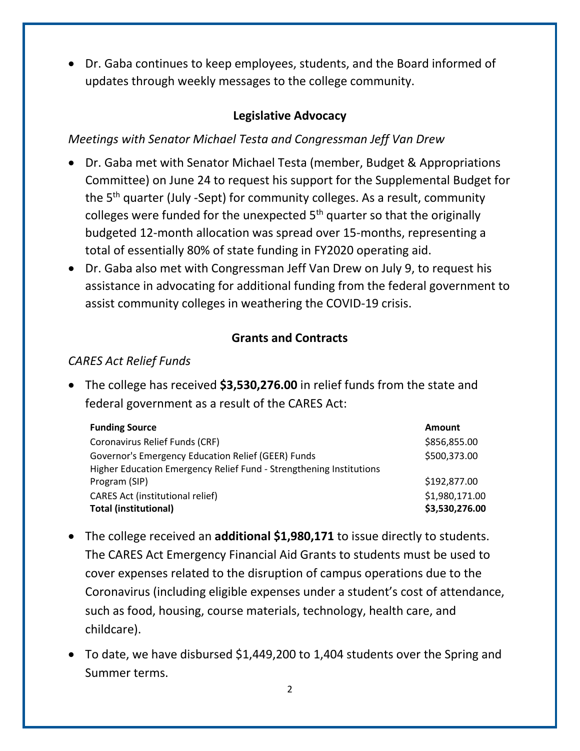- Dr. Gaba continues to keep employees, students, and the Board informed of updates through weekly messages to the college community.

## Legislative Advocacy

*Meetings with Senator Michael Testa and Congressman Jeff Van Drew*

- Dr. Gaba met with Senator Michael Testa (member, Budget & Appropriations Committee) on June 24 to request his support for the Supplemental Budget for the 5th quarter (July -Sept) for community colleges. As a result, community colleges were funded for the unexpected 5th quarter so that the originally budgeted 12-month allocation was spread over 15-months, representing a total of essentially 80% of state funding in FY2020 operating aid.
- Dr. Gaba also met with Congressman Jeff Van Drew on July 9, to request his assistance in advocating for additional funding from the federal government to assist community colleges in weathering the COVID-19 crisis.

## Grants and Contracts

*CARES Act Relief Funds*

- The college has received **$3,530,276.00** in relief funds from the state and federal government as a result of the CARES Act:

| Funding Source | Amount |
|---|---|
| Coronavirus Relief Funds (CRF) | $856,855.00 |
| Governor's Emergency Education Relief (GEER) Funds | $500,373.00 |
| Higher Education Emergency Relief Fund - Strengthening Institutions Program (SIP) | $192,877.00 |
| CARES Act (institutional relief) | $1,980,171.00 |
| **Total (institutional)** | **$3,530,276.00** |

- The college received an **additional $1,980,171** to issue directly to students. The CARES Act Emergency Financial Aid Grants to students must be used to cover expenses related to the disruption of campus operations due to the Coronavirus (including eligible expenses under a student's cost of attendance, such as food, housing, course materials, technology, health care, and childcare).
- To date, we have disbursed $1,449,200 to 1,404 students over the Spring and Summer terms.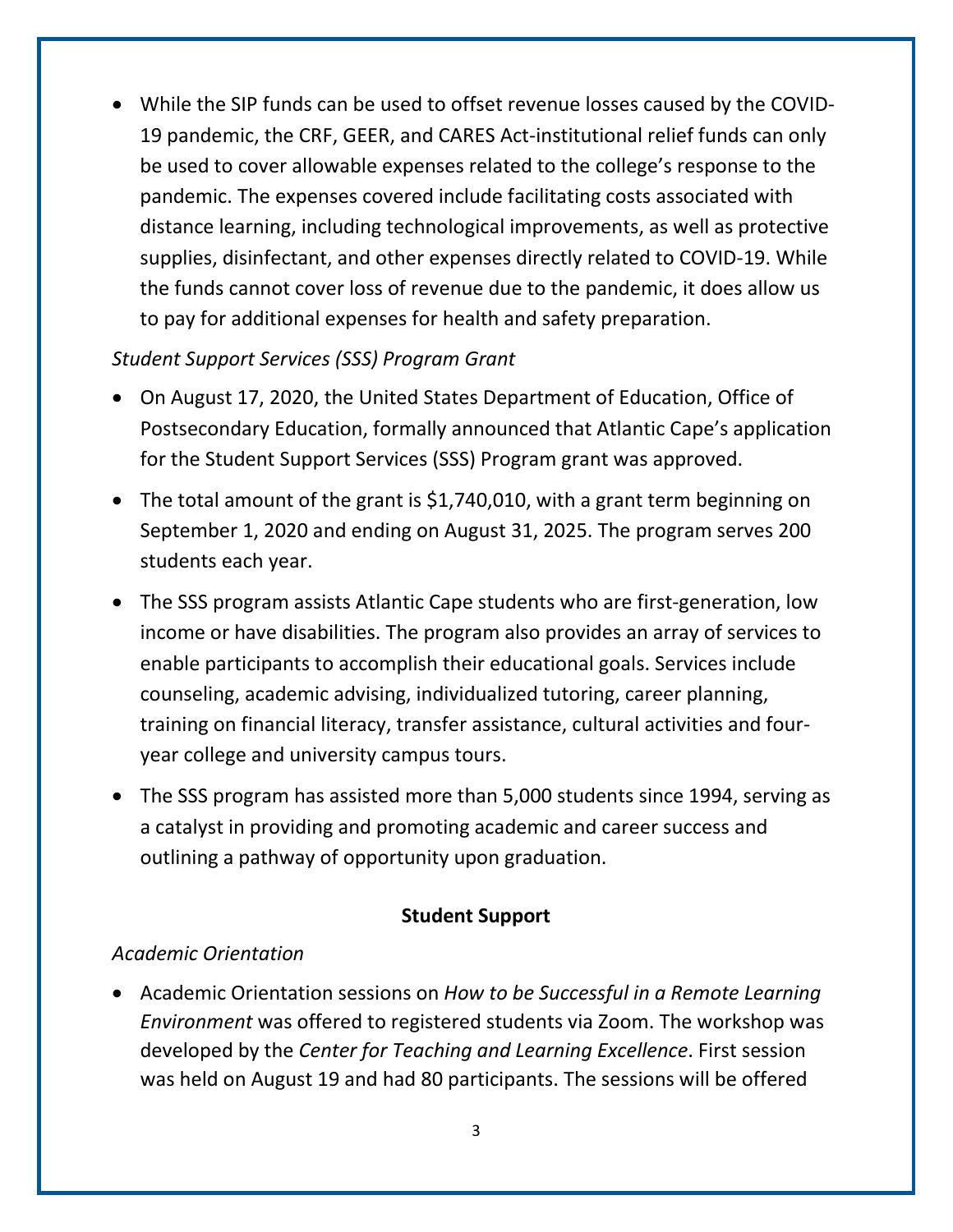- While the SIP funds can be used to offset revenue losses caused by the COVID-19 pandemic, the CRF, GEER, and CARES Act-institutional relief funds can only be used to cover allowable expenses related to the college's response to the pandemic. The expenses covered include facilitating costs associated with distance learning, including technological improvements, as well as protective supplies, disinfectant, and other expenses directly related to COVID-19. While the funds cannot cover loss of revenue due to the pandemic, it does allow us to pay for additional expenses for health and safety preparation.

*Student Support Services (SSS) Program Grant*

- On August 17, 2020, the United States Department of Education, Office of Postsecondary Education, formally announced that Atlantic Cape's application for the Student Support Services (SSS) Program grant was approved.
- The total amount of the grant is $1,740,010, with a grant term beginning on September 1, 2020 and ending on August 31, 2025. The program serves 200 students each year.
- The SSS program assists Atlantic Cape students who are first-generation, low income or have disabilities. The program also provides an array of services to enable participants to accomplish their educational goals. Services include counseling, academic advising, individualized tutoring, career planning, training on financial literacy, transfer assistance, cultural activities and four-year college and university campus tours.
- The SSS program has assisted more than 5,000 students since 1994, serving as a catalyst in providing and promoting academic and career success and outlining a pathway of opportunity upon graduation.

## Student Support

*Academic Orientation*

- Academic Orientation sessions on *How to be Successful in a Remote Learning Environment* was offered to registered students via Zoom. The workshop was developed by the *Center for Teaching and Learning Excellence*. First session was held on August 19 and had 80 participants. The sessions will be offered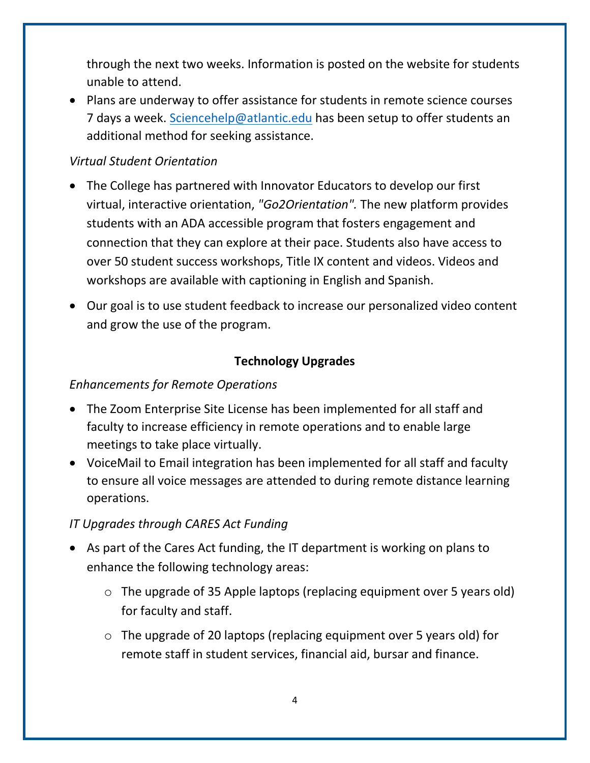through the next two weeks. Information is posted on the website for students unable to attend.

- Plans are underway to offer assistance for students in remote science courses 7 days a week. [Sciencehelp@atlantic.edu](mailto:Sciencehelp@atlantic.edu) has been setup to offer students an additional method for seeking assistance.

*Virtual Student Orientation*

- The College has partnered with Innovator Educators to develop our first virtual, interactive orientation, *"Go2Orientation".* The new platform provides students with an ADA accessible program that fosters engagement and connection that they can explore at their pace. Students also have access to over 50 student success workshops, Title IX content and videos. Videos and workshops are available with captioning in English and Spanish.
- Our goal is to use student feedback to increase our personalized video content and grow the use of the program.

**Technology Upgrades**

*Enhancements for Remote Operations*

- The Zoom Enterprise Site License has been implemented for all staff and faculty to increase efficiency in remote operations and to enable large meetings to take place virtually.
- VoiceMail to Email integration has been implemented for all staff and faculty to ensure all voice messages are attended to during remote distance learning operations.

*IT Upgrades through CARES Act Funding*

- As part of the Cares Act funding, the IT department is working on plans to enhance the following technology areas:
  - The upgrade of 35 Apple laptops (replacing equipment over 5 years old) for faculty and staff.
  - The upgrade of 20 laptops (replacing equipment over 5 years old) for remote staff in student services, financial aid, bursar and finance.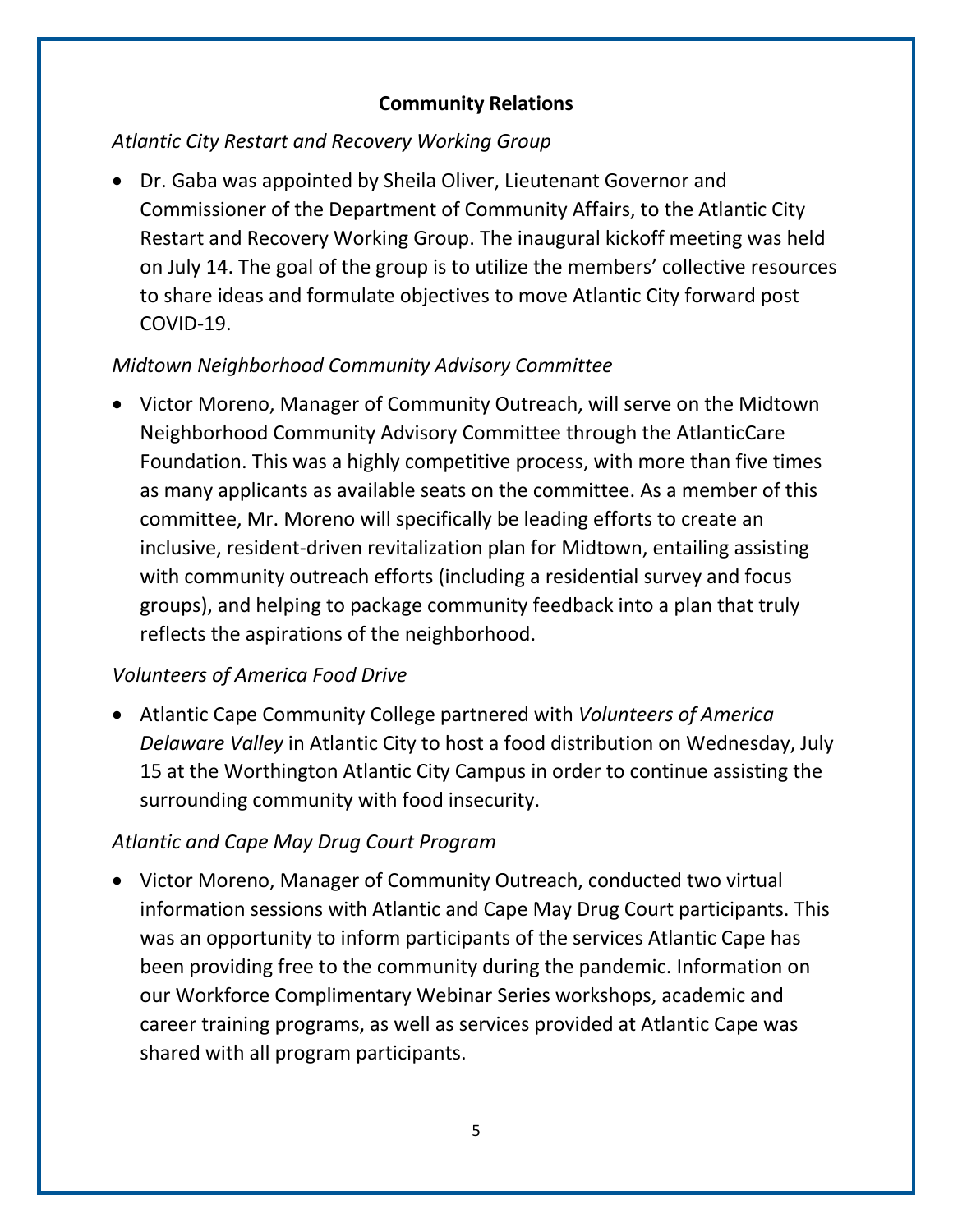## Community Relations

*Atlantic City Restart and Recovery Working Group*

- Dr. Gaba was appointed by Sheila Oliver, Lieutenant Governor and Commissioner of the Department of Community Affairs, to the Atlantic City Restart and Recovery Working Group. The inaugural kickoff meeting was held on July 14. The goal of the group is to utilize the members' collective resources to share ideas and formulate objectives to move Atlantic City forward post COVID-19.

*Midtown Neighborhood Community Advisory Committee*

- Victor Moreno, Manager of Community Outreach, will serve on the Midtown Neighborhood Community Advisory Committee through the AtlanticCare Foundation. This was a highly competitive process, with more than five times as many applicants as available seats on the committee. As a member of this committee, Mr. Moreno will specifically be leading efforts to create an inclusive, resident-driven revitalization plan for Midtown, entailing assisting with community outreach efforts (including a residential survey and focus groups), and helping to package community feedback into a plan that truly reflects the aspirations of the neighborhood.

*Volunteers of America Food Drive*

- Atlantic Cape Community College partnered with *Volunteers of America Delaware Valley* in Atlantic City to host a food distribution on Wednesday, July 15 at the Worthington Atlantic City Campus in order to continue assisting the surrounding community with food insecurity.

*Atlantic and Cape May Drug Court Program*

- Victor Moreno, Manager of Community Outreach, conducted two virtual information sessions with Atlantic and Cape May Drug Court participants. This was an opportunity to inform participants of the services Atlantic Cape has been providing free to the community during the pandemic. Information on our Workforce Complimentary Webinar Series workshops, academic and career training programs, as well as services provided at Atlantic Cape was shared with all program participants.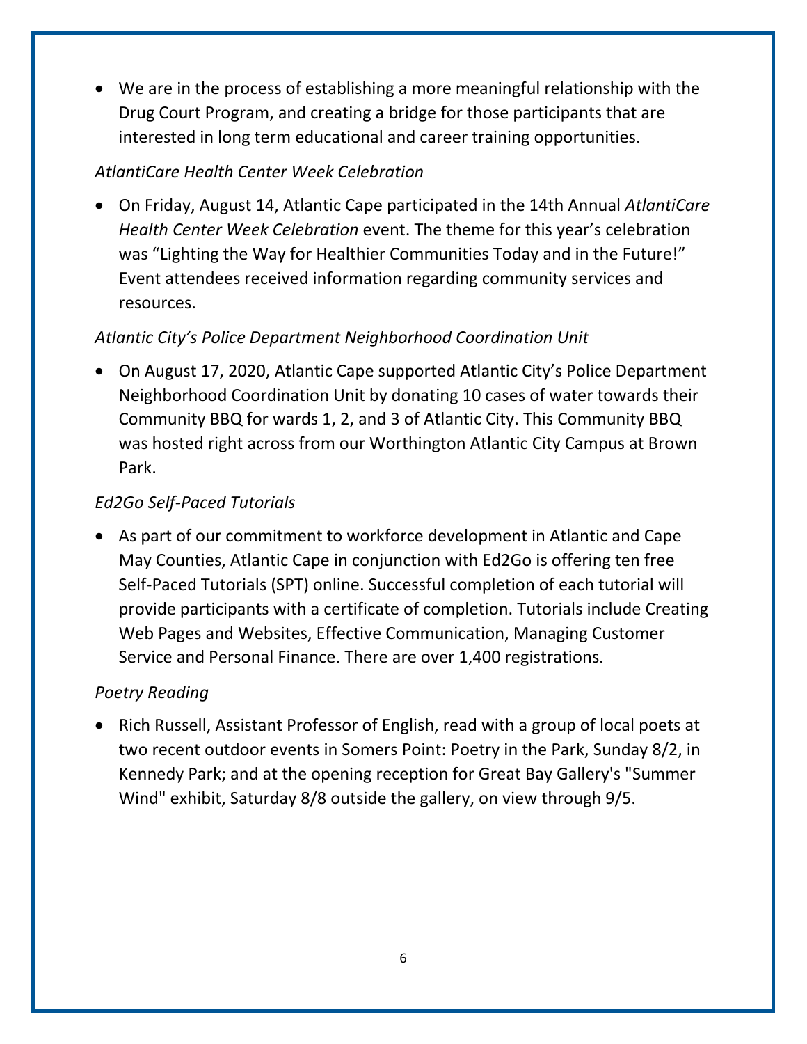- We are in the process of establishing a more meaningful relationship with the Drug Court Program, and creating a bridge for those participants that are interested in long term educational and career training opportunities.

*AtlantiCare Health Center Week Celebration*

- On Friday, August 14, Atlantic Cape participated in the 14th Annual *AtlantiCare Health Center Week Celebration* event. The theme for this year's celebration was "Lighting the Way for Healthier Communities Today and in the Future!" Event attendees received information regarding community services and resources.

*Atlantic City's Police Department Neighborhood Coordination Unit*

- On August 17, 2020, Atlantic Cape supported Atlantic City's Police Department Neighborhood Coordination Unit by donating 10 cases of water towards their Community BBQ for wards 1, 2, and 3 of Atlantic City. This Community BBQ was hosted right across from our Worthington Atlantic City Campus at Brown Park.

*Ed2Go Self-Paced Tutorials*

- As part of our commitment to workforce development in Atlantic and Cape May Counties, Atlantic Cape in conjunction with Ed2Go is offering ten free Self-Paced Tutorials (SPT) online. Successful completion of each tutorial will provide participants with a certificate of completion. Tutorials include Creating Web Pages and Websites, Effective Communication, Managing Customer Service and Personal Finance. There are over 1,400 registrations.

*Poetry Reading*

- Rich Russell, Assistant Professor of English, read with a group of local poets at two recent outdoor events in Somers Point: Poetry in the Park, Sunday 8/2, in Kennedy Park; and at the opening reception for Great Bay Gallery's "Summer Wind" exhibit, Saturday 8/8 outside the gallery, on view through 9/5.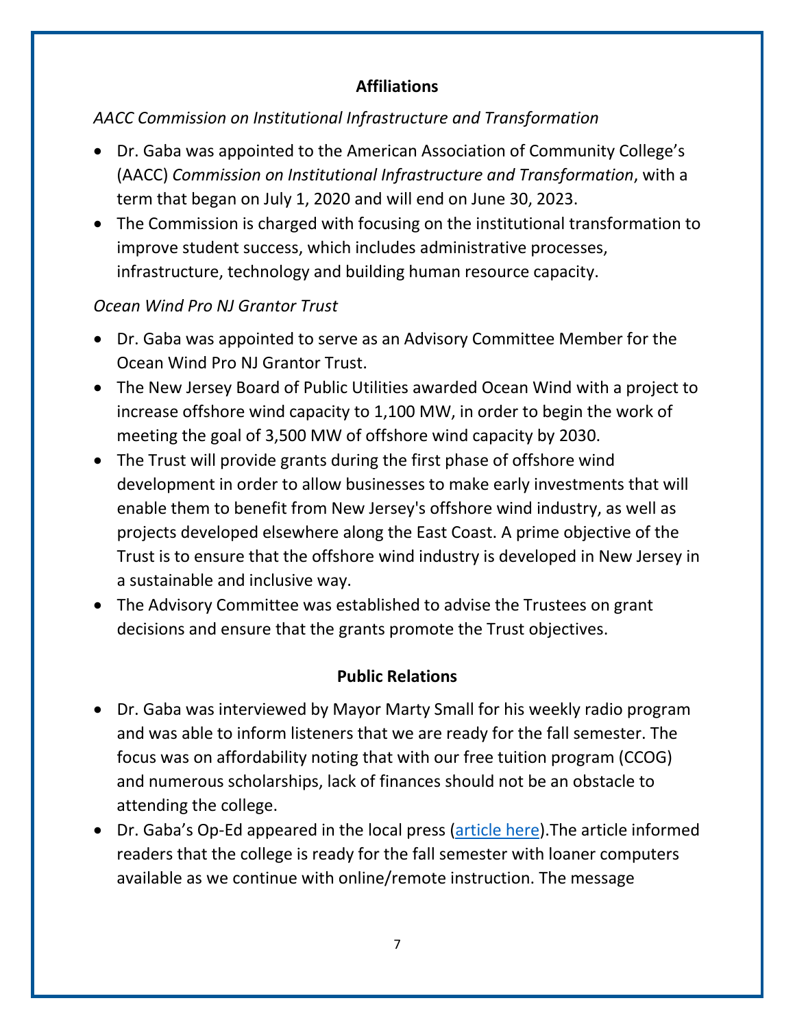## Affiliations

*AACC Commission on Institutional Infrastructure and Transformation*

- Dr. Gaba was appointed to the American Association of Community College's (AACC) *Commission on Institutional Infrastructure and Transformation*, with a term that began on July 1, 2020 and will end on June 30, 2023.
- The Commission is charged with focusing on the institutional transformation to improve student success, which includes administrative processes, infrastructure, technology and building human resource capacity.

*Ocean Wind Pro NJ Grantor Trust*

- Dr. Gaba was appointed to serve as an Advisory Committee Member for the Ocean Wind Pro NJ Grantor Trust.
- The New Jersey Board of Public Utilities awarded Ocean Wind with a project to increase offshore wind capacity to 1,100 MW, in order to begin the work of meeting the goal of 3,500 MW of offshore wind capacity by 2030.
- The Trust will provide grants during the first phase of offshore wind development in order to allow businesses to make early investments that will enable them to benefit from New Jersey's offshore wind industry, as well as projects developed elsewhere along the East Coast. A prime objective of the Trust is to ensure that the offshore wind industry is developed in New Jersey in a sustainable and inclusive way.
- The Advisory Committee was established to advise the Trustees on grant decisions and ensure that the grants promote the Trust objectives.

## Public Relations

- Dr. Gaba was interviewed by Mayor Marty Small for his weekly radio program and was able to inform listeners that we are ready for the fall semester. The focus was on affordability noting that with our free tuition program (CCOG) and numerous scholarships, lack of finances should not be an obstacle to attending the college.
- Dr. Gaba's Op-Ed appeared in the local press (article here).The article informed readers that the college is ready for the fall semester with loaner computers available as we continue with online/remote instruction. The message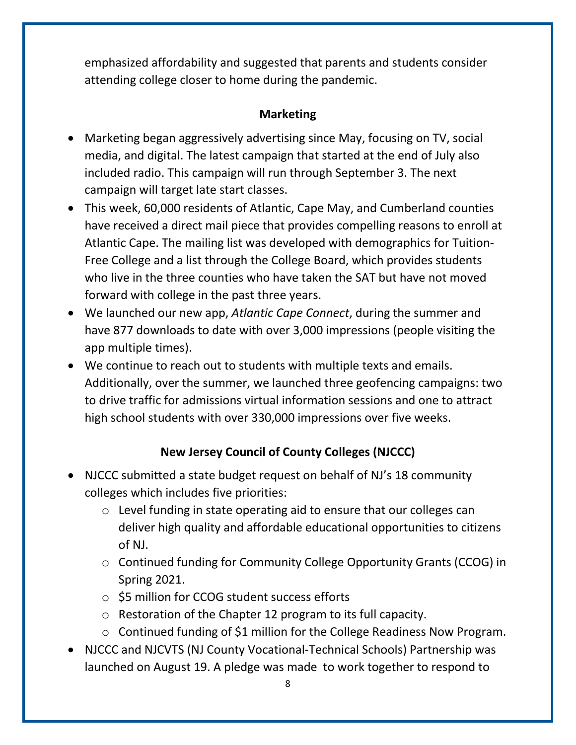emphasized affordability and suggested that parents and students consider attending college closer to home during the pandemic.

## Marketing

- Marketing began aggressively advertising since May, focusing on TV, social media, and digital. The latest campaign that started at the end of July also included radio. This campaign will run through September 3. The next campaign will target late start classes.
- This week, 60,000 residents of Atlantic, Cape May, and Cumberland counties have received a direct mail piece that provides compelling reasons to enroll at Atlantic Cape. The mailing list was developed with demographics for Tuition-Free College and a list through the College Board, which provides students who live in the three counties who have taken the SAT but have not moved forward with college in the past three years.
- We launched our new app, *Atlantic Cape Connect*, during the summer and have 877 downloads to date with over 3,000 impressions (people visiting the app multiple times).
- We continue to reach out to students with multiple texts and emails. Additionally, over the summer, we launched three geofencing campaigns: two to drive traffic for admissions virtual information sessions and one to attract high school students with over 330,000 impressions over five weeks.

## New Jersey Council of County Colleges (NJCCC)

- NJCCC submitted a state budget request on behalf of NJ's 18 community colleges which includes five priorities:
  - Level funding in state operating aid to ensure that our colleges can deliver high quality and affordable educational opportunities to citizens of NJ.
  - Continued funding for Community College Opportunity Grants (CCOG) in Spring 2021.
  - $5 million for CCOG student success efforts
  - Restoration of the Chapter 12 program to its full capacity.
  - Continued funding of $1 million for the College Readiness Now Program.
- NJCCC and NJCVTS (NJ County Vocational-Technical Schools) Partnership was launched on August 19. A pledge was made to work together to respond to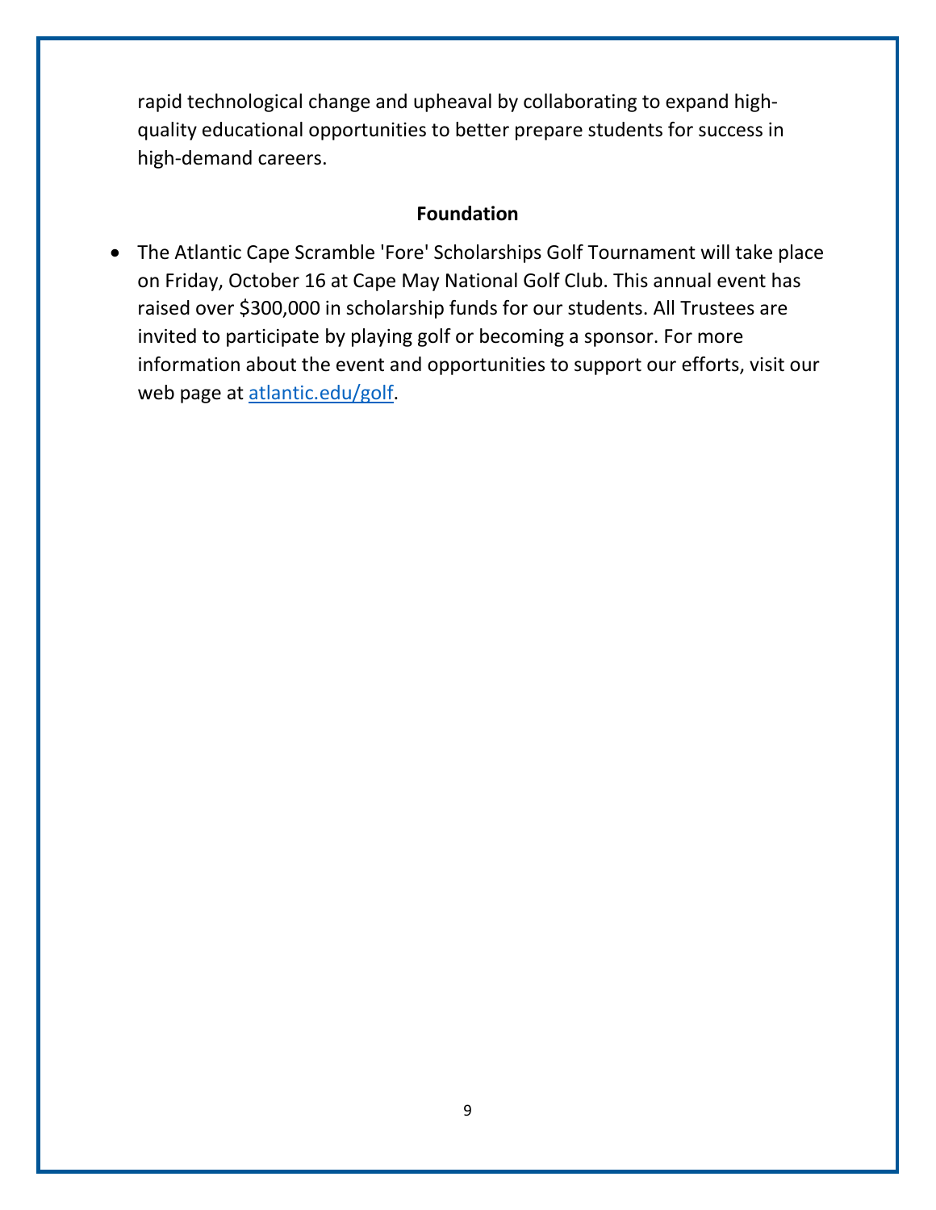rapid technological change and upheaval by collaborating to expand high-quality educational opportunities to better prepare students for success in high-demand careers.

**Foundation**

- The Atlantic Cape Scramble 'Fore' Scholarships Golf Tournament will take place on Friday, October 16 at Cape May National Golf Club. This annual event has raised over $300,000 in scholarship funds for our students. All Trustees are invited to participate by playing golf or becoming a sponsor. For more information about the event and opportunities to support our efforts, visit our web page at [atlantic.edu/golf](atlantic.edu/golf).